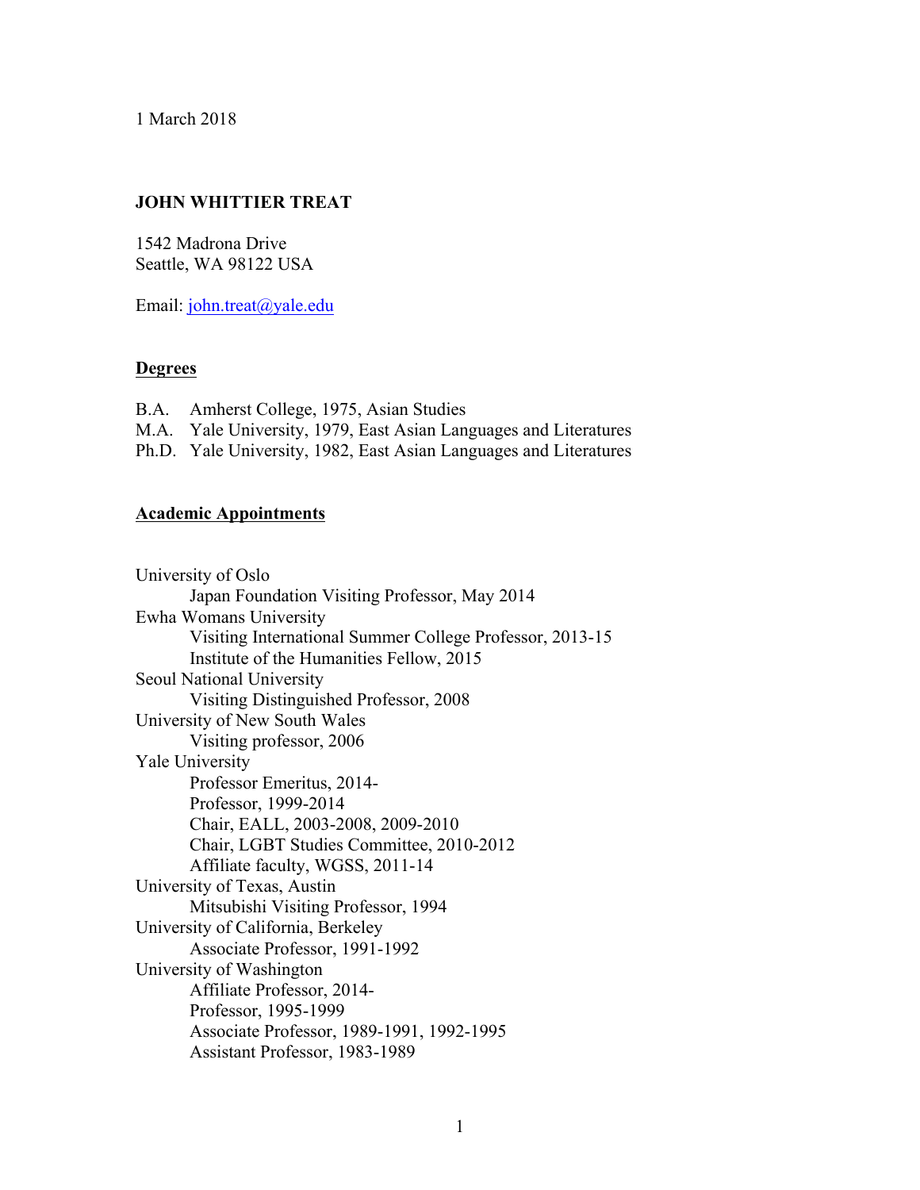1 March 2018

# JOHN WHITTIER TREAT

1542 Madrona Drive
Seattle, WA 98122 USA

Email: john.treat@yale.edu

## Degrees

B.A. Amherst College, 1975, Asian Studies
M.A. Yale University, 1979, East Asian Languages and Literatures
Ph.D. Yale University, 1982, East Asian Languages and Literatures

## Academic Appointments

University of Oslo
- Japan Foundation Visiting Professor, May 2014

Ewha Womans University
- Visiting International Summer College Professor, 2013-15
- Institute of the Humanities Fellow, 2015

Seoul National University
- Visiting Distinguished Professor, 2008

University of New South Wales
- Visiting professor, 2006

Yale University
- Professor Emeritus, 2014-
- Professor, 1999-2014
- Chair, EALL, 2003-2008, 2009-2010
- Chair, LGBT Studies Committee, 2010-2012
- Affiliate faculty, WGSS, 2011-14

University of Texas, Austin
- Mitsubishi Visiting Professor, 1994

University of California, Berkeley
- Associate Professor, 1991-1992

University of Washington
- Affiliate Professor, 2014-
- Professor, 1995-1999
- Associate Professor, 1989-1991, 1992-1995
- Assistant Professor, 1983-1989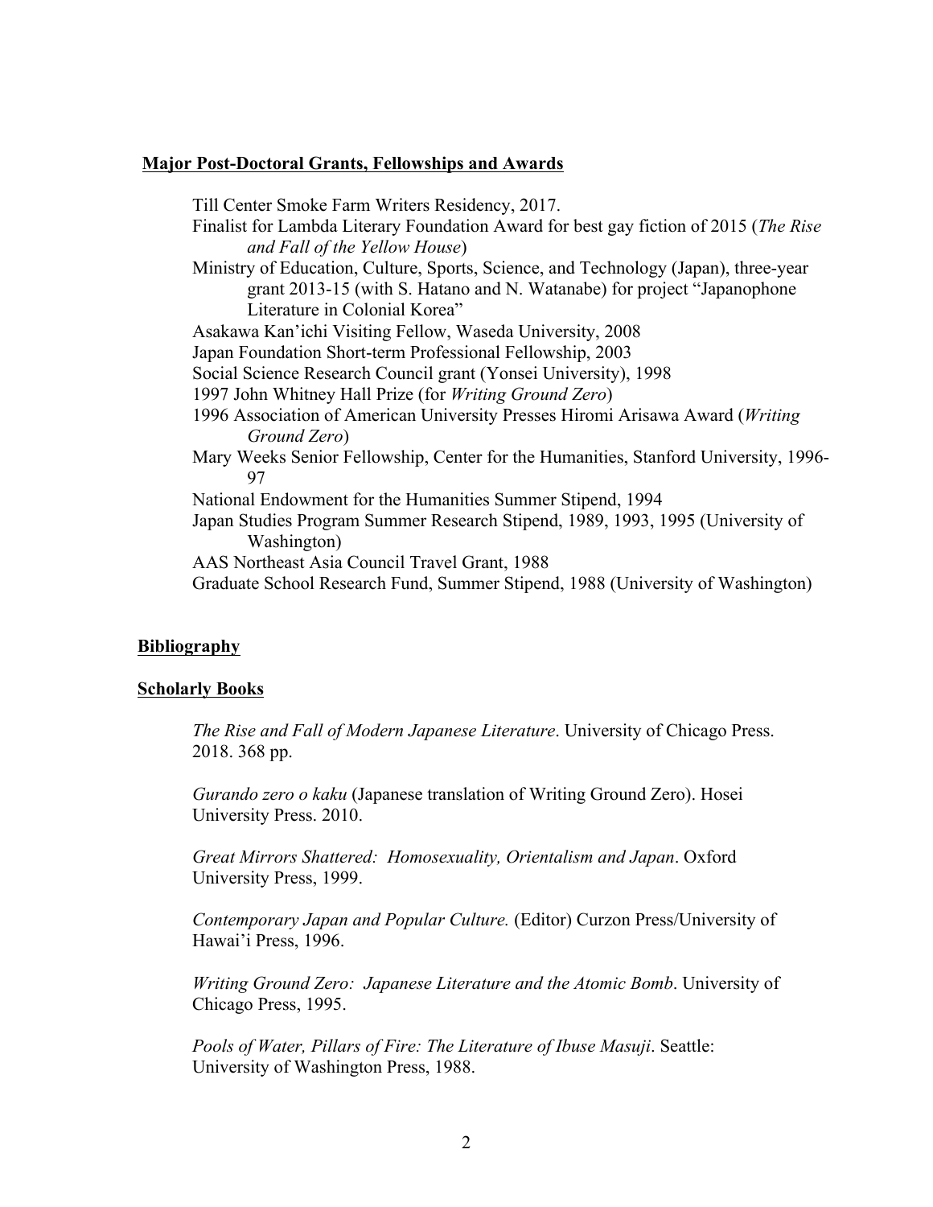## Major Post-Doctoral Grants, Fellowships and Awards

Till Center Smoke Farm Writers Residency, 2017.

Finalist for Lambda Literary Foundation Award for best gay fiction of 2015 (*The Rise and Fall of the Yellow House*)

Ministry of Education, Culture, Sports, Science, and Technology (Japan), three-year grant 2013-15 (with S. Hatano and N. Watanabe) for project "Japanophone Literature in Colonial Korea"

Asakawa Kan'ichi Visiting Fellow, Waseda University, 2008

Japan Foundation Short-term Professional Fellowship, 2003

Social Science Research Council grant (Yonsei University), 1998

1997 John Whitney Hall Prize (for *Writing Ground Zero*)

1996 Association of American University Presses Hiromi Arisawa Award (*Writing Ground Zero*)

Mary Weeks Senior Fellowship, Center for the Humanities, Stanford University, 1996-97

National Endowment for the Humanities Summer Stipend, 1994

Japan Studies Program Summer Research Stipend, 1989, 1993, 1995 (University of Washington)

AAS Northeast Asia Council Travel Grant, 1988

Graduate School Research Fund, Summer Stipend, 1988 (University of Washington)

## Bibliography

### Scholarly Books

*The Rise and Fall of Modern Japanese Literature*. University of Chicago Press. 2018. 368 pp.

*Gurando zero o kaku* (Japanese translation of Writing Ground Zero). Hosei University Press. 2010.

*Great Mirrors Shattered: Homosexuality, Orientalism and Japan*. Oxford University Press, 1999.

*Contemporary Japan and Popular Culture.* (Editor) Curzon Press/University of Hawai'i Press, 1996.

*Writing Ground Zero: Japanese Literature and the Atomic Bomb*. University of Chicago Press, 1995.

*Pools of Water, Pillars of Fire: The Literature of Ibuse Masuji*. Seattle: University of Washington Press, 1988.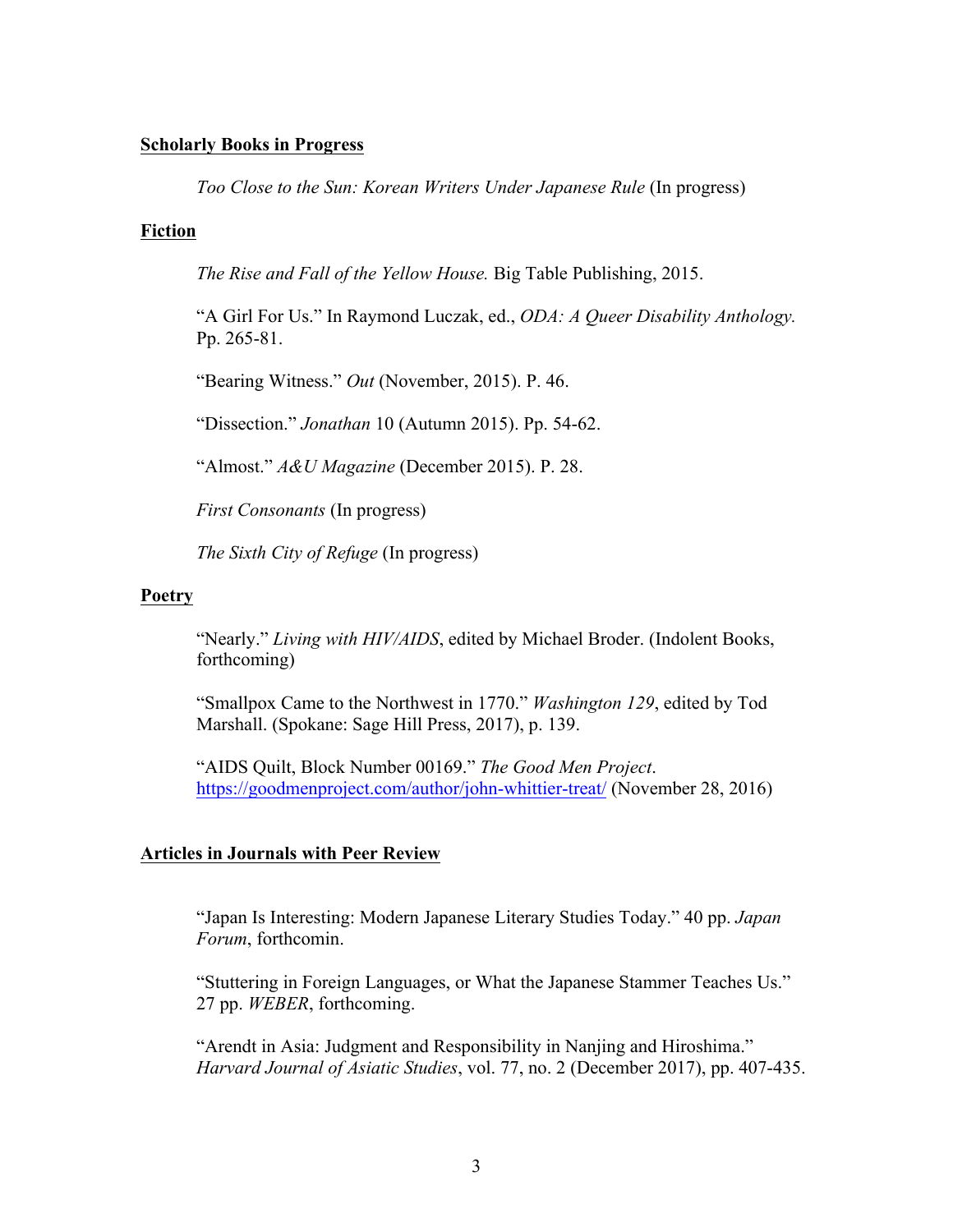## Scholarly Books in Progress

*Too Close to the Sun: Korean Writers Under Japanese Rule* (In progress)

## Fiction

*The Rise and Fall of the Yellow House.* Big Table Publishing, 2015.

"A Girl For Us." In Raymond Luczak, ed., *ODA: A Queer Disability Anthology.* Pp. 265-81.

"Bearing Witness." *Out* (November, 2015). P. 46.

"Dissection." *Jonathan* 10 (Autumn 2015). Pp. 54-62.

"Almost." *A&U Magazine* (December 2015). P. 28.

*First Consonants* (In progress)

*The Sixth City of Refuge* (In progress)

## Poetry

"Nearly." *Living with HIV/AIDS*, edited by Michael Broder. (Indolent Books, forthcoming)

"Smallpox Came to the Northwest in 1770." *Washington 129*, edited by Tod Marshall. (Spokane: Sage Hill Press, 2017), p. 139.

"AIDS Quilt, Block Number 00169." *The Good Men Project*. https://goodmenproject.com/author/john-whittier-treat/ (November 28, 2016)

## Articles in Journals with Peer Review

"Japan Is Interesting: Modern Japanese Literary Studies Today." 40 pp. *Japan Forum*, forthcomin.

"Stuttering in Foreign Languages, or What the Japanese Stammer Teaches Us." 27 pp. *WEBER*, forthcoming.

"Arendt in Asia: Judgment and Responsibility in Nanjing and Hiroshima." *Harvard Journal of Asiatic Studies*, vol. 77, no. 2 (December 2017), pp. 407-435.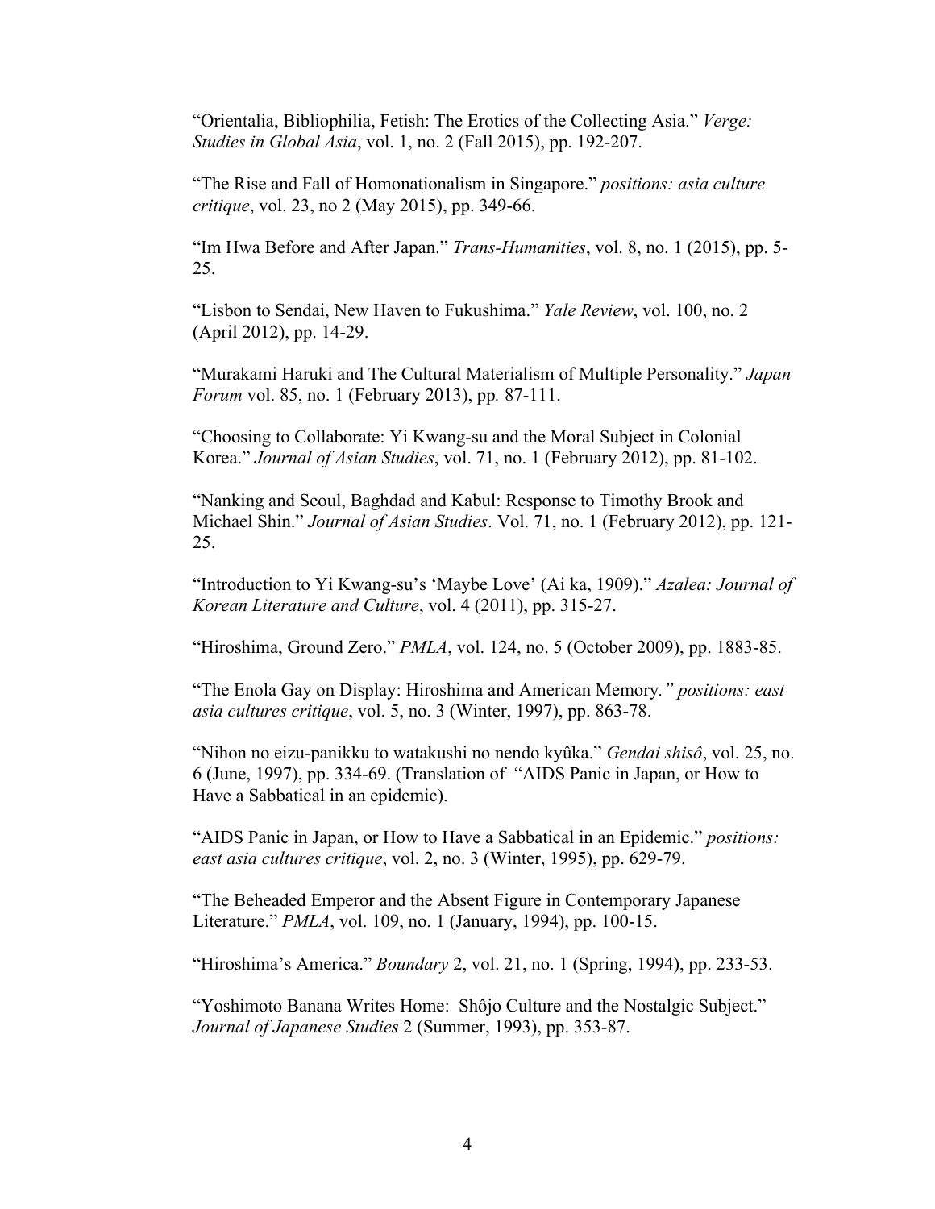"Orientalia, Bibliophilia, Fetish: The Erotics of the Collecting Asia." *Verge: Studies in Global Asia*, vol. 1, no. 2 (Fall 2015), pp. 192-207.

"The Rise and Fall of Homonationalism in Singapore." *positions: asia culture critique*, vol. 23, no 2 (May 2015), pp. 349-66.

"Im Hwa Before and After Japan." *Trans-Humanities*, vol. 8, no. 1 (2015), pp. 5-25.

"Lisbon to Sendai, New Haven to Fukushima." *Yale Review*, vol. 100, no. 2 (April 2012), pp. 14-29.

"Murakami Haruki and The Cultural Materialism of Multiple Personality." *Japan Forum* vol. 85, no. 1 (February 2013), pp*.* 87-111.

"Choosing to Collaborate: Yi Kwang-su and the Moral Subject in Colonial Korea." *Journal of Asian Studies*, vol. 71, no. 1 (February 2012), pp. 81-102.

"Nanking and Seoul, Baghdad and Kabul: Response to Timothy Brook and Michael Shin." *Journal of Asian Studies*. Vol. 71, no. 1 (February 2012), pp. 121-25.

"Introduction to Yi Kwang-su's 'Maybe Love' (Ai ka, 1909)." *Azalea: Journal of Korean Literature and Culture*, vol. 4 (2011), pp. 315-27.

"Hiroshima, Ground Zero." *PMLA*, vol. 124, no. 5 (October 2009), pp. 1883-85.

"The Enola Gay on Display: Hiroshima and American Memory*." positions: east asia cultures critique*, vol. 5, no. 3 (Winter, 1997), pp. 863-78.

"Nihon no eizu-panikku to watakushi no nendo kyûka." *Gendai shisô*, vol. 25, no. 6 (June, 1997), pp. 334-69. (Translation of "AIDS Panic in Japan, or How to Have a Sabbatical in an epidemic).

"AIDS Panic in Japan, or How to Have a Sabbatical in an Epidemic." *positions: east asia cultures critique*, vol. 2, no. 3 (Winter, 1995), pp. 629-79.

"The Beheaded Emperor and the Absent Figure in Contemporary Japanese Literature." *PMLA*, vol. 109, no. 1 (January, 1994), pp. 100-15.

"Hiroshima's America." *Boundary* 2, vol. 21, no. 1 (Spring, 1994), pp. 233-53.

"Yoshimoto Banana Writes Home: Shôjo Culture and the Nostalgic Subject." *Journal of Japanese Studies* 2 (Summer, 1993), pp. 353-87.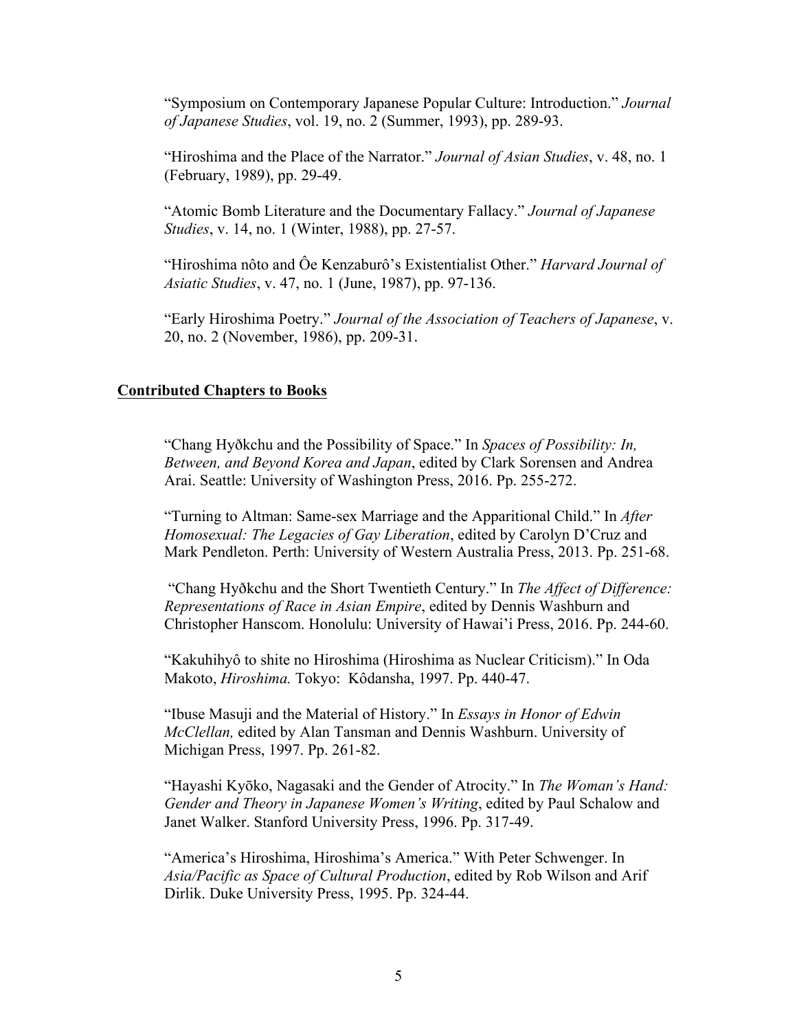"Symposium on Contemporary Japanese Popular Culture: Introduction." *Journal of Japanese Studies*, vol. 19, no. 2 (Summer, 1993), pp. 289-93.

"Hiroshima and the Place of the Narrator." *Journal of Asian Studies*, v. 48, no. 1 (February, 1989), pp. 29-49.

"Atomic Bomb Literature and the Documentary Fallacy." *Journal of Japanese Studies*, v. 14, no. 1 (Winter, 1988), pp. 27-57.

"Hiroshima nôto and Ôe Kenzaburô's Existentialist Other." *Harvard Journal of Asiatic Studies*, v. 47, no. 1 (June, 1987), pp. 97-136.

"Early Hiroshima Poetry." *Journal of the Association of Teachers of Japanese*, v. 20, no. 2 (November, 1986), pp. 209-31.

## Contributed Chapters to Books

"Chang Hyðkchu and the Possibility of Space." In *Spaces of Possibility: In, Between, and Beyond Korea and Japan*, edited by Clark Sorensen and Andrea Arai. Seattle: University of Washington Press, 2016. Pp. 255-272.

"Turning to Altman: Same-sex Marriage and the Apparitional Child." In *After Homosexual: The Legacies of Gay Liberation*, edited by Carolyn D'Cruz and Mark Pendleton. Perth: University of Western Australia Press, 2013. Pp. 251-68.

"Chang Hyðkchu and the Short Twentieth Century." In *The Affect of Difference: Representations of Race in Asian Empire*, edited by Dennis Washburn and Christopher Hanscom. Honolulu: University of Hawai'i Press, 2016. Pp. 244-60.

"Kakuhihyô to shite no Hiroshima (Hiroshima as Nuclear Criticism)." In Oda Makoto, *Hiroshima.* Tokyo: Kôdansha, 1997. Pp. 440-47.

"Ibuse Masuji and the Material of History." In *Essays in Honor of Edwin McClellan,* edited by Alan Tansman and Dennis Washburn. University of Michigan Press, 1997. Pp. 261-82.

"Hayashi Kyōko, Nagasaki and the Gender of Atrocity." In *The Woman's Hand: Gender and Theory in Japanese Women's Writing*, edited by Paul Schalow and Janet Walker. Stanford University Press, 1996. Pp. 317-49.

"America's Hiroshima, Hiroshima's America." With Peter Schwenger. In *Asia/Pacific as Space of Cultural Production*, edited by Rob Wilson and Arif Dirlik. Duke University Press, 1995. Pp. 324-44.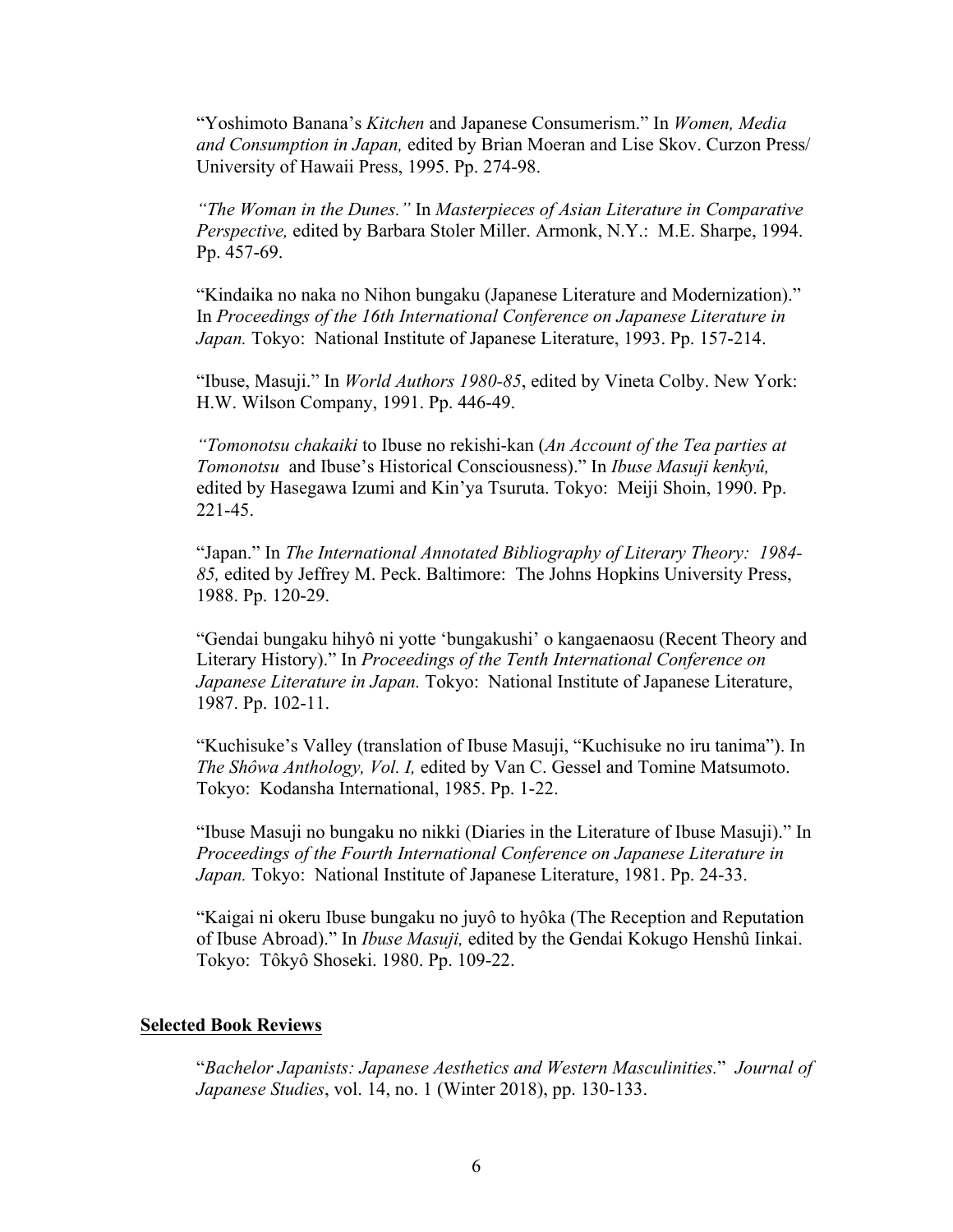"Yoshimoto Banana's *Kitchen* and Japanese Consumerism." In *Women, Media and Consumption in Japan,* edited by Brian Moeran and Lise Skov. Curzon Press/ University of Hawaii Press, 1995. Pp. 274-98.

*"The Woman in the Dunes."* In *Masterpieces of Asian Literature in Comparative Perspective,* edited by Barbara Stoler Miller. Armonk, N.Y.: M.E. Sharpe, 1994. Pp. 457-69.

"Kindaika no naka no Nihon bungaku (Japanese Literature and Modernization)." In *Proceedings of the 16th International Conference on Japanese Literature in Japan.* Tokyo: National Institute of Japanese Literature, 1993. Pp. 157-214.

"Ibuse, Masuji." In *World Authors 1980-85*, edited by Vineta Colby. New York: H.W. Wilson Company, 1991. Pp. 446-49.

*"Tomonotsu chakaiki* to Ibuse no rekishi-kan (*An Account of the Tea parties at Tomonotsu* and Ibuse's Historical Consciousness)." In *Ibuse Masuji kenkyû,* edited by Hasegawa Izumi and Kin'ya Tsuruta. Tokyo: Meiji Shoin, 1990. Pp. 221-45.

"Japan." In *The International Annotated Bibliography of Literary Theory: 1984-85,* edited by Jeffrey M. Peck. Baltimore: The Johns Hopkins University Press, 1988. Pp. 120-29.

"Gendai bungaku hihyô ni yotte 'bungakushi' o kangaenaosu (Recent Theory and Literary History)." In *Proceedings of the Tenth International Conference on Japanese Literature in Japan.* Tokyo: National Institute of Japanese Literature, 1987. Pp. 102-11.

"Kuchisuke's Valley (translation of Ibuse Masuji, "Kuchisuke no iru tanima"). In *The Shôwa Anthology, Vol. I,* edited by Van C. Gessel and Tomine Matsumoto. Tokyo: Kodansha International, 1985. Pp. 1-22.

"Ibuse Masuji no bungaku no nikki (Diaries in the Literature of Ibuse Masuji)." In *Proceedings of the Fourth International Conference on Japanese Literature in Japan.* Tokyo: National Institute of Japanese Literature, 1981. Pp. 24-33.

"Kaigai ni okeru Ibuse bungaku no juyô to hyôka (The Reception and Reputation of Ibuse Abroad)." In *Ibuse Masuji,* edited by the Gendai Kokugo Henshû Iinkai. Tokyo: Tôkyô Shoseki. 1980. Pp. 109-22.

## Selected Book Reviews

"*Bachelor Japanists: Japanese Aesthetics and Western Masculinities.*" *Journal of Japanese Studies*, vol. 14, no. 1 (Winter 2018), pp. 130-133.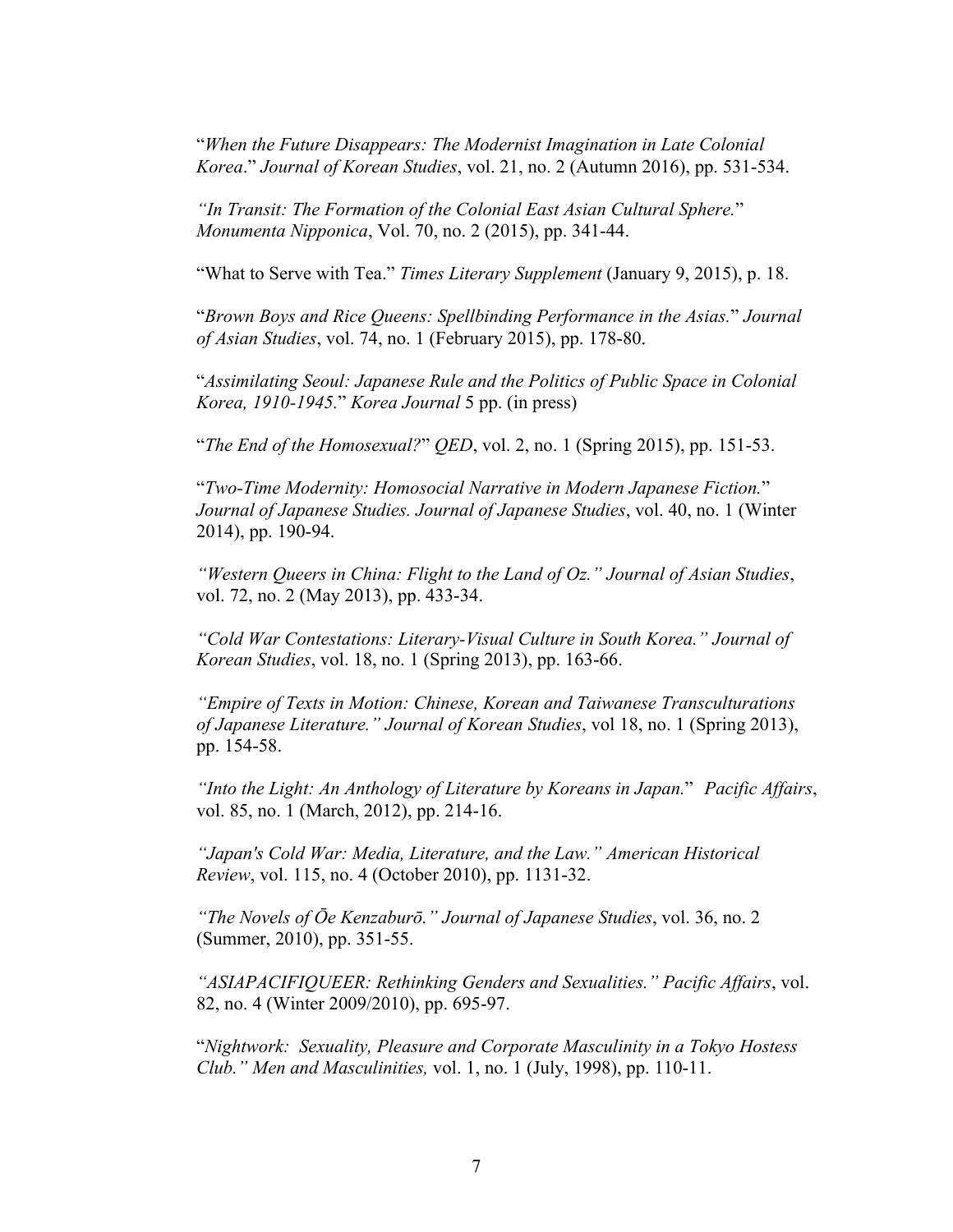"*When the Future Disappears: The Modernist Imagination in Late Colonial Korea*." *Journal of Korean Studies*, vol. 21, no. 2 (Autumn 2016), pp. 531-534.

*"In Transit: The Formation of the Colonial East Asian Cultural Sphere.*" *Monumenta Nipponica*, Vol. 70, no. 2 (2015), pp. 341-44.

"What to Serve with Tea." *Times Literary Supplement* (January 9, 2015), p. 18.

"*Brown Boys and Rice Queens: Spellbinding Performance in the Asias.*" *Journal of Asian Studies*, vol. 74, no. 1 (February 2015), pp. 178-80.

"*Assimilating Seoul: Japanese Rule and the Politics of Public Space in Colonial Korea, 1910-1945.*" *Korea Journal* 5 pp. (in press)

"*The End of the Homosexual?*" *QED*, vol. 2, no. 1 (Spring 2015), pp. 151-53.

"*Two-Time Modernity: Homosocial Narrative in Modern Japanese Fiction.*" *Journal of Japanese Studies. Journal of Japanese Studies*, vol. 40, no. 1 (Winter 2014), pp. 190-94.

*"Western Queers in China: Flight to the Land of Oz." Journal of Asian Studies*, vol. 72, no. 2 (May 2013), pp. 433-34.

*"Cold War Contestations: Literary-Visual Culture in South Korea." Journal of Korean Studies*, vol. 18, no. 1 (Spring 2013), pp. 163-66.

*"Empire of Texts in Motion: Chinese, Korean and Taiwanese Transculturations of Japanese Literature." Journal of Korean Studies*, vol 18, no. 1 (Spring 2013), pp. 154-58.

*"Into the Light: An Anthology of Literature by Koreans in Japan.*" *Pacific Affairs*, vol. 85, no. 1 (March, 2012), pp. 214-16.

*"Japan's Cold War: Media, Literature, and the Law." American Historical Review*, vol. 115, no. 4 (October 2010), pp. 1131-32.

*"The Novels of Ōe Kenzaburō." Journal of Japanese Studies*, vol. 36, no. 2 (Summer, 2010), pp. 351-55.

*"ASIAPACIFIQUEER: Rethinking Genders and Sexualities." Pacific Affairs*, vol. 82, no. 4 (Winter 2009/2010), pp. 695-97.

"*Nightwork: Sexuality, Pleasure and Corporate Masculinity in a Tokyo Hostess Club." Men and Masculinities,* vol. 1, no. 1 (July, 1998), pp. 110-11.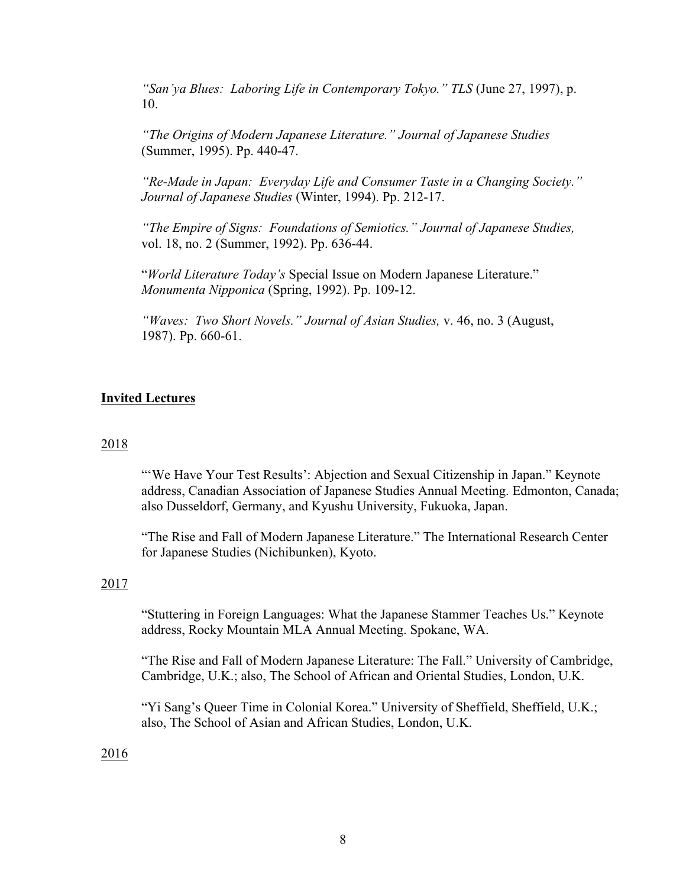*"San'ya Blues: Laboring Life in Contemporary Tokyo." TLS* (June 27, 1997), p. 10.

*"The Origins of Modern Japanese Literature." Journal of Japanese Studies* (Summer, 1995). Pp. 440-47.

*"Re-Made in Japan: Everyday Life and Consumer Taste in a Changing Society." Journal of Japanese Studies* (Winter, 1994). Pp. 212-17.

*"The Empire of Signs: Foundations of Semiotics." Journal of Japanese Studies,* vol. 18, no. 2 (Summer, 1992). Pp. 636-44.

"*World Literature Today's* Special Issue on Modern Japanese Literature." *Monumenta Nipponica* (Spring, 1992). Pp. 109-12.

*"Waves: Two Short Novels." Journal of Asian Studies,* v. 46, no. 3 (August, 1987). Pp. 660-61.

## Invited Lectures

2018

"'We Have Your Test Results': Abjection and Sexual Citizenship in Japan." Keynote address, Canadian Association of Japanese Studies Annual Meeting. Edmonton, Canada; also Dusseldorf, Germany, and Kyushu University, Fukuoka, Japan.

"The Rise and Fall of Modern Japanese Literature." The International Research Center for Japanese Studies (Nichibunken), Kyoto.

2017

"Stuttering in Foreign Languages: What the Japanese Stammer Teaches Us." Keynote address, Rocky Mountain MLA Annual Meeting. Spokane, WA.

"The Rise and Fall of Modern Japanese Literature: The Fall." University of Cambridge, Cambridge, U.K.; also, The School of African and Oriental Studies, London, U.K.

"Yi Sang's Queer Time in Colonial Korea." University of Sheffield, Sheffield, U.K.; also, The School of Asian and African Studies, London, U.K.

2016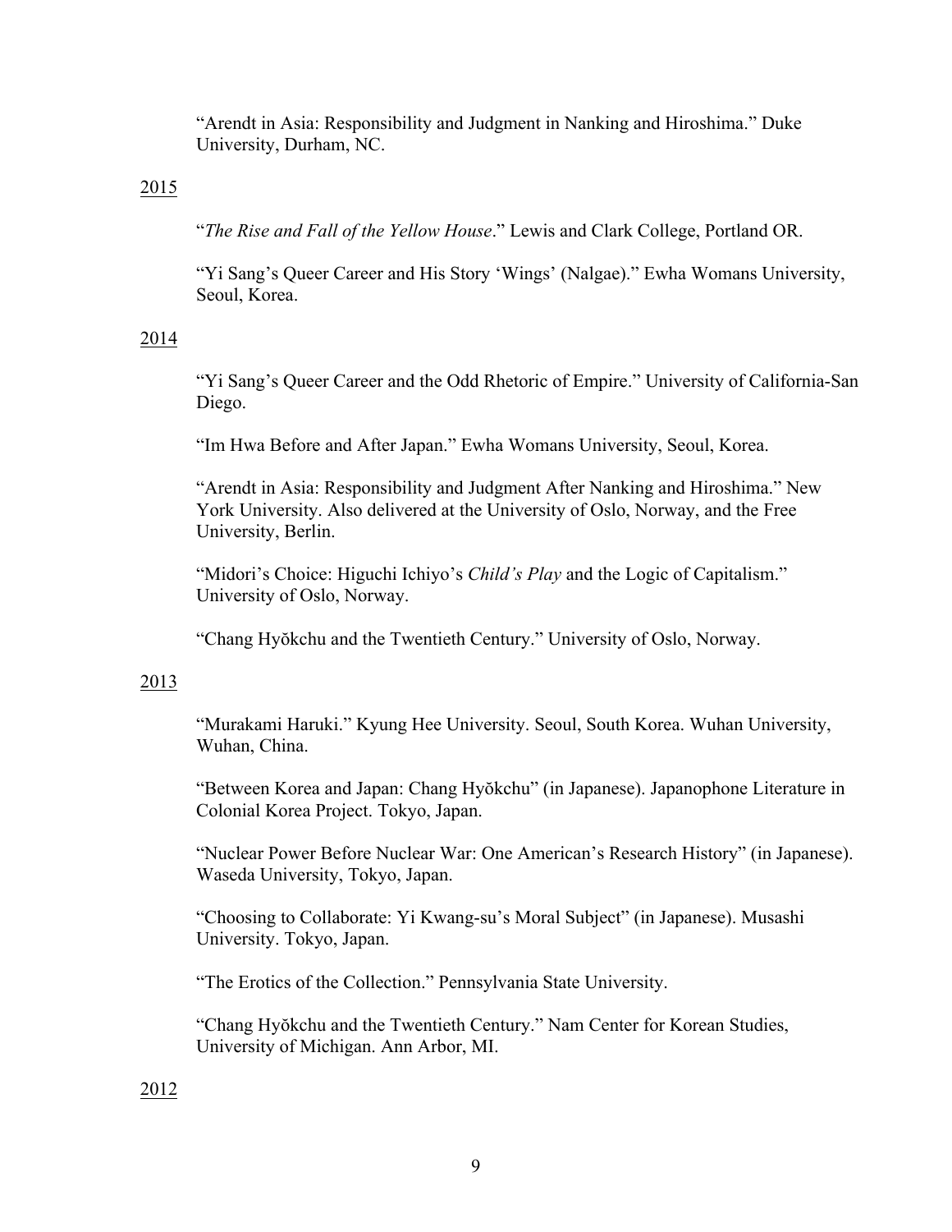"Arendt in Asia: Responsibility and Judgment in Nanking and Hiroshima." Duke University, Durham, NC.

2015

"*The Rise and Fall of the Yellow House*." Lewis and Clark College, Portland OR.

"Yi Sang's Queer Career and His Story 'Wings' (Nalgae)." Ewha Womans University, Seoul, Korea.

2014

"Yi Sang's Queer Career and the Odd Rhetoric of Empire." University of California-San Diego.

"Im Hwa Before and After Japan." Ewha Womans University, Seoul, Korea.

"Arendt in Asia: Responsibility and Judgment After Nanking and Hiroshima." New York University. Also delivered at the University of Oslo, Norway, and the Free University, Berlin.

"Midori's Choice: Higuchi Ichiyo's *Child's Play* and the Logic of Capitalism." University of Oslo, Norway.

"Chang Hyŏkchu and the Twentieth Century." University of Oslo, Norway.

2013

"Murakami Haruki." Kyung Hee University. Seoul, South Korea. Wuhan University, Wuhan, China.

"Between Korea and Japan: Chang Hyŏkchu" (in Japanese). Japanophone Literature in Colonial Korea Project. Tokyo, Japan.

"Nuclear Power Before Nuclear War: One American's Research History" (in Japanese). Waseda University, Tokyo, Japan.

"Choosing to Collaborate: Yi Kwang-su's Moral Subject" (in Japanese). Musashi University. Tokyo, Japan.

"The Erotics of the Collection." Pennsylvania State University.

"Chang Hyŏkchu and the Twentieth Century." Nam Center for Korean Studies, University of Michigan. Ann Arbor, MI.

2012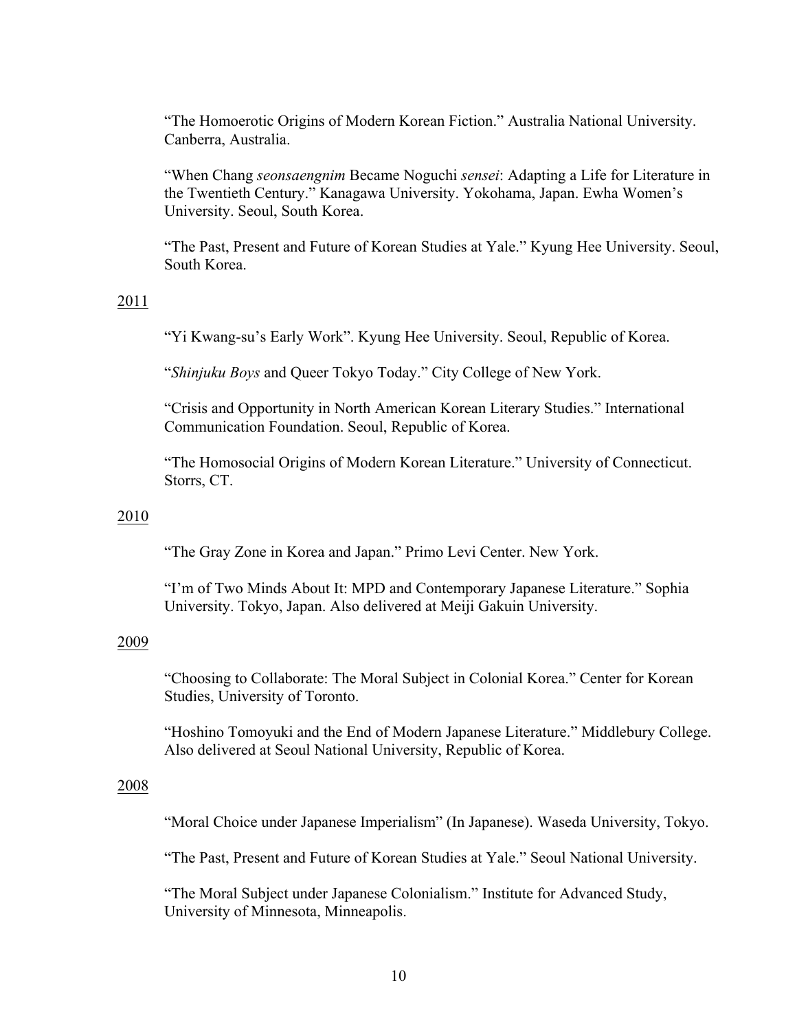"The Homoerotic Origins of Modern Korean Fiction." Australia National University. Canberra, Australia.

"When Chang *seonsaengnim* Became Noguchi *sensei*: Adapting a Life for Literature in the Twentieth Century." Kanagawa University. Yokohama, Japan. Ewha Women's University. Seoul, South Korea.

"The Past, Present and Future of Korean Studies at Yale." Kyung Hee University. Seoul, South Korea.

<u>2011</u>

"Yi Kwang-su's Early Work". Kyung Hee University. Seoul, Republic of Korea.

"*Shinjuku Boys* and Queer Tokyo Today." City College of New York.

"Crisis and Opportunity in North American Korean Literary Studies." International Communication Foundation. Seoul, Republic of Korea.

"The Homosocial Origins of Modern Korean Literature." University of Connecticut. Storrs, CT.

<u>2010</u>

"The Gray Zone in Korea and Japan." Primo Levi Center. New York.

"I'm of Two Minds About It: MPD and Contemporary Japanese Literature." Sophia University. Tokyo, Japan. Also delivered at Meiji Gakuin University.

<u>2009</u>

"Choosing to Collaborate: The Moral Subject in Colonial Korea." Center for Korean Studies, University of Toronto.

"Hoshino Tomoyuki and the End of Modern Japanese Literature." Middlebury College. Also delivered at Seoul National University, Republic of Korea.

<u>2008</u>

"Moral Choice under Japanese Imperialism" (In Japanese). Waseda University, Tokyo.

"The Past, Present and Future of Korean Studies at Yale." Seoul National University.

"The Moral Subject under Japanese Colonialism." Institute for Advanced Study, University of Minnesota, Minneapolis.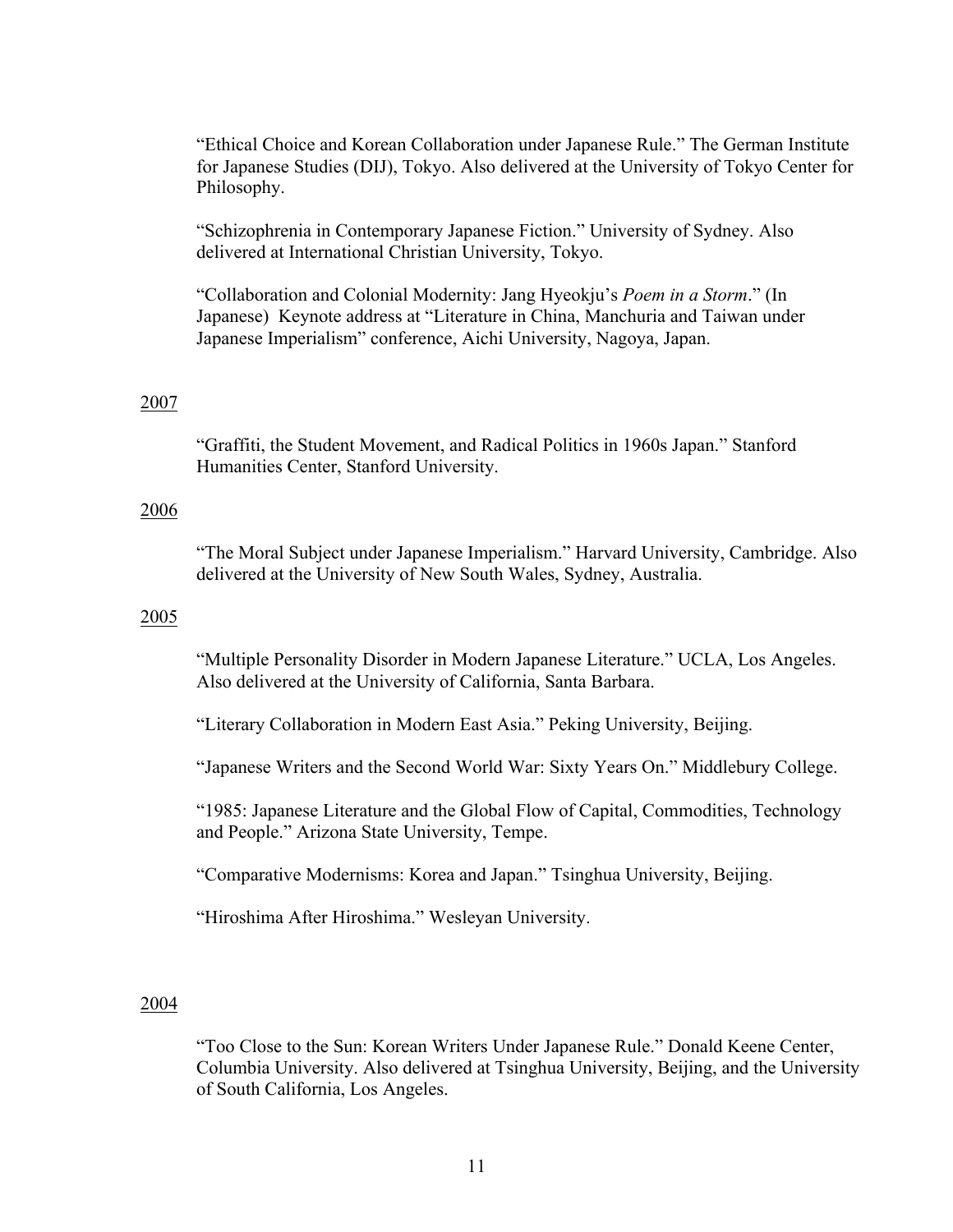"Ethical Choice and Korean Collaboration under Japanese Rule." The German Institute for Japanese Studies (DIJ), Tokyo. Also delivered at the University of Tokyo Center for Philosophy.

"Schizophrenia in Contemporary Japanese Fiction." University of Sydney. Also delivered at International Christian University, Tokyo.

"Collaboration and Colonial Modernity: Jang Hyeokju's *Poem in a Storm*." (In Japanese) Keynote address at "Literature in China, Manchuria and Taiwan under Japanese Imperialism" conference, Aichi University, Nagoya, Japan.

2007

"Graffiti, the Student Movement, and Radical Politics in 1960s Japan." Stanford Humanities Center, Stanford University.

2006

"The Moral Subject under Japanese Imperialism." Harvard University, Cambridge. Also delivered at the University of New South Wales, Sydney, Australia.

2005

"Multiple Personality Disorder in Modern Japanese Literature." UCLA, Los Angeles. Also delivered at the University of California, Santa Barbara.

"Literary Collaboration in Modern East Asia." Peking University, Beijing.

"Japanese Writers and the Second World War: Sixty Years On." Middlebury College.

"1985: Japanese Literature and the Global Flow of Capital, Commodities, Technology and People." Arizona State University, Tempe.

"Comparative Modernisms: Korea and Japan." Tsinghua University, Beijing.

"Hiroshima After Hiroshima." Wesleyan University.

2004

"Too Close to the Sun: Korean Writers Under Japanese Rule." Donald Keene Center, Columbia University. Also delivered at Tsinghua University, Beijing, and the University of South California, Los Angeles.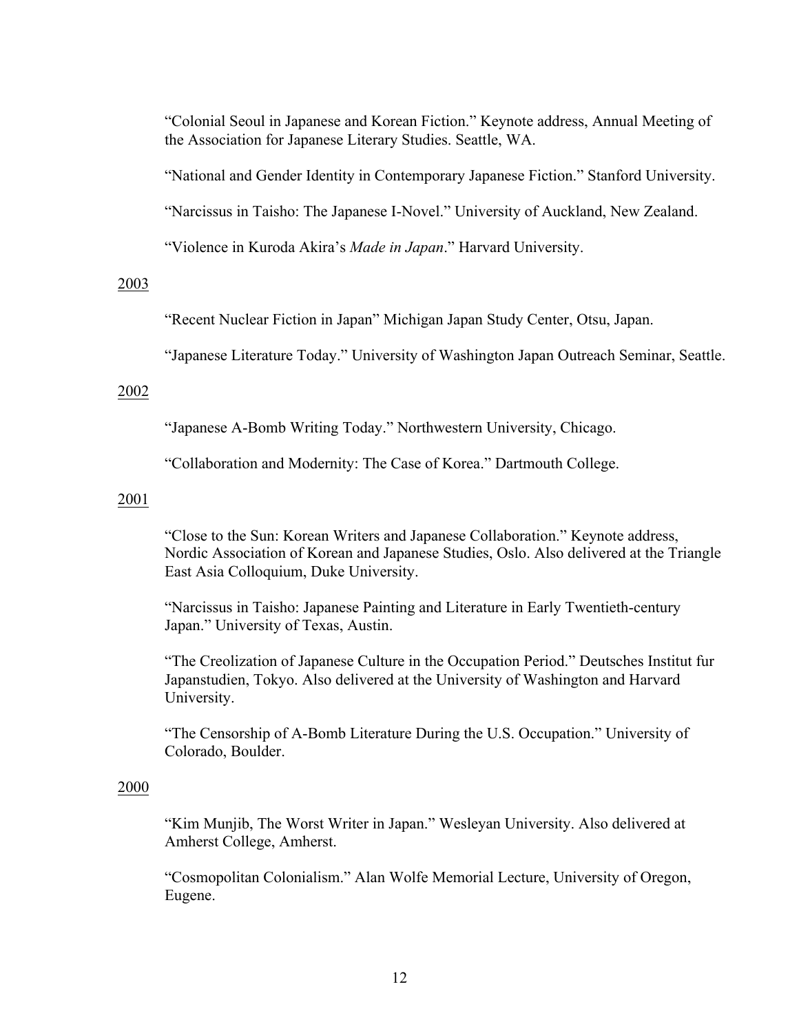"Colonial Seoul in Japanese and Korean Fiction." Keynote address, Annual Meeting of the Association for Japanese Literary Studies. Seattle, WA.

"National and Gender Identity in Contemporary Japanese Fiction." Stanford University.

"Narcissus in Taisho: The Japanese I-Novel." University of Auckland, New Zealand.

"Violence in Kuroda Akira's *Made in Japan*." Harvard University.

<u>2003</u>

"Recent Nuclear Fiction in Japan" Michigan Japan Study Center, Otsu, Japan.

"Japanese Literature Today." University of Washington Japan Outreach Seminar, Seattle.

<u>2002</u>

"Japanese A-Bomb Writing Today." Northwestern University, Chicago.

"Collaboration and Modernity: The Case of Korea." Dartmouth College.

<u>2001</u>

"Close to the Sun: Korean Writers and Japanese Collaboration." Keynote address, Nordic Association of Korean and Japanese Studies, Oslo. Also delivered at the Triangle East Asia Colloquium, Duke University.

"Narcissus in Taisho: Japanese Painting and Literature in Early Twentieth-century Japan." University of Texas, Austin.

"The Creolization of Japanese Culture in the Occupation Period." Deutsches Institut fur Japanstudien, Tokyo. Also delivered at the University of Washington and Harvard University.

"The Censorship of A-Bomb Literature During the U.S. Occupation." University of Colorado, Boulder.

<u>2000</u>

"Kim Munjib, The Worst Writer in Japan." Wesleyan University. Also delivered at Amherst College, Amherst.

"Cosmopolitan Colonialism." Alan Wolfe Memorial Lecture, University of Oregon, Eugene.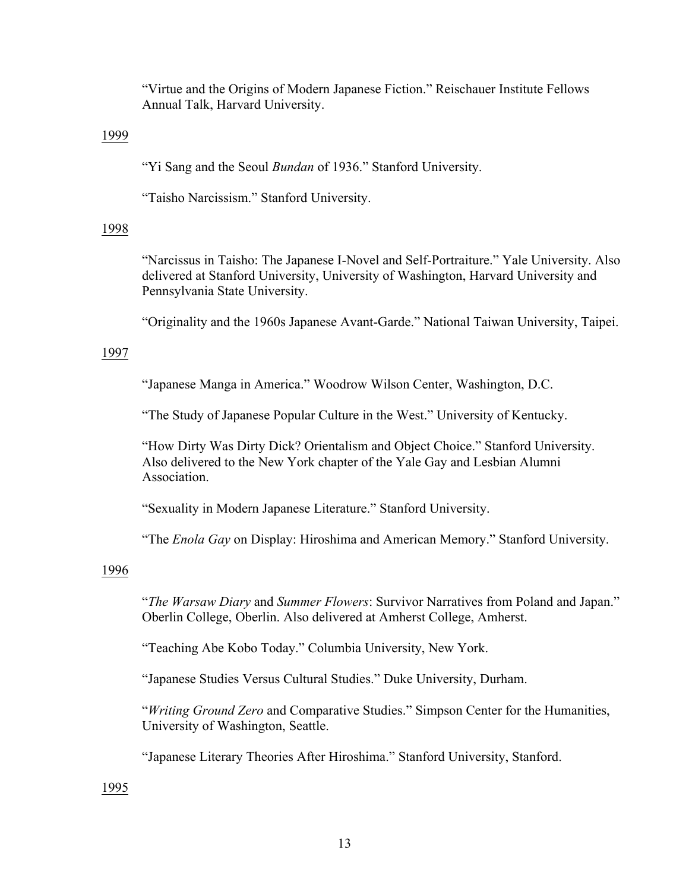"Virtue and the Origins of Modern Japanese Fiction." Reischauer Institute Fellows Annual Talk, Harvard University.

1999

"Yi Sang and the Seoul *Bundan* of 1936." Stanford University.

"Taisho Narcissism." Stanford University.

1998

"Narcissus in Taisho: The Japanese I-Novel and Self-Portraiture." Yale University. Also delivered at Stanford University, University of Washington, Harvard University and Pennsylvania State University.

"Originality and the 1960s Japanese Avant-Garde." National Taiwan University, Taipei.

1997

"Japanese Manga in America." Woodrow Wilson Center, Washington, D.C.

"The Study of Japanese Popular Culture in the West." University of Kentucky.

"How Dirty Was Dirty Dick? Orientalism and Object Choice." Stanford University. Also delivered to the New York chapter of the Yale Gay and Lesbian Alumni Association.

"Sexuality in Modern Japanese Literature." Stanford University.

"The *Enola Gay* on Display: Hiroshima and American Memory." Stanford University.

1996

"*The Warsaw Diary* and *Summer Flowers*: Survivor Narratives from Poland and Japan." Oberlin College, Oberlin. Also delivered at Amherst College, Amherst.

"Teaching Abe Kobo Today." Columbia University, New York.

"Japanese Studies Versus Cultural Studies." Duke University, Durham.

"*Writing Ground Zero* and Comparative Studies." Simpson Center for the Humanities, University of Washington, Seattle.

"Japanese Literary Theories After Hiroshima." Stanford University, Stanford.

1995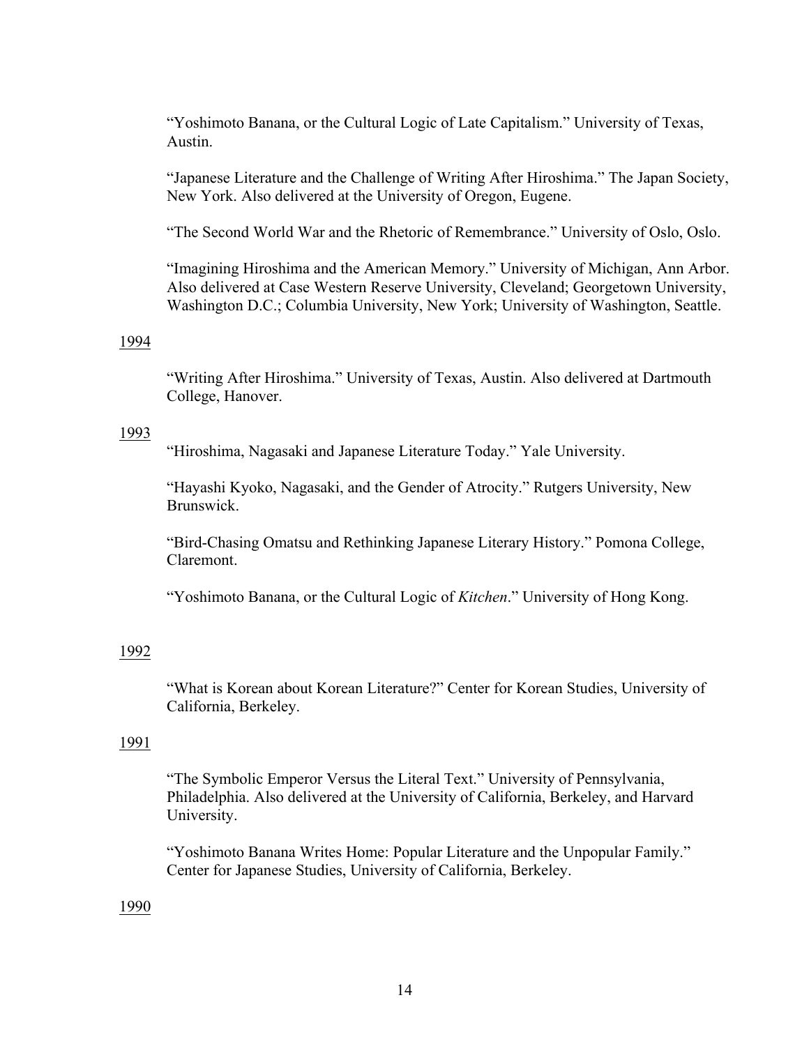"Yoshimoto Banana, or the Cultural Logic of Late Capitalism." University of Texas, Austin.

"Japanese Literature and the Challenge of Writing After Hiroshima." The Japan Society, New York. Also delivered at the University of Oregon, Eugene.

"The Second World War and the Rhetoric of Remembrance." University of Oslo, Oslo.

"Imagining Hiroshima and the American Memory." University of Michigan, Ann Arbor. Also delivered at Case Western Reserve University, Cleveland; Georgetown University, Washington D.C.; Columbia University, New York; University of Washington, Seattle.

<u>1994</u>

"Writing After Hiroshima." University of Texas, Austin. Also delivered at Dartmouth College, Hanover.

<u>1993</u>

"Hiroshima, Nagasaki and Japanese Literature Today." Yale University.

"Hayashi Kyoko, Nagasaki, and the Gender of Atrocity." Rutgers University, New Brunswick.

"Bird-Chasing Omatsu and Rethinking Japanese Literary History." Pomona College, Claremont.

"Yoshimoto Banana, or the Cultural Logic of *Kitchen*." University of Hong Kong.

<u>1992</u>

"What is Korean about Korean Literature?" Center for Korean Studies, University of California, Berkeley.

<u>1991</u>

"The Symbolic Emperor Versus the Literal Text." University of Pennsylvania, Philadelphia. Also delivered at the University of California, Berkeley, and Harvard University.

"Yoshimoto Banana Writes Home: Popular Literature and the Unpopular Family." Center for Japanese Studies, University of California, Berkeley.

<u>1990</u>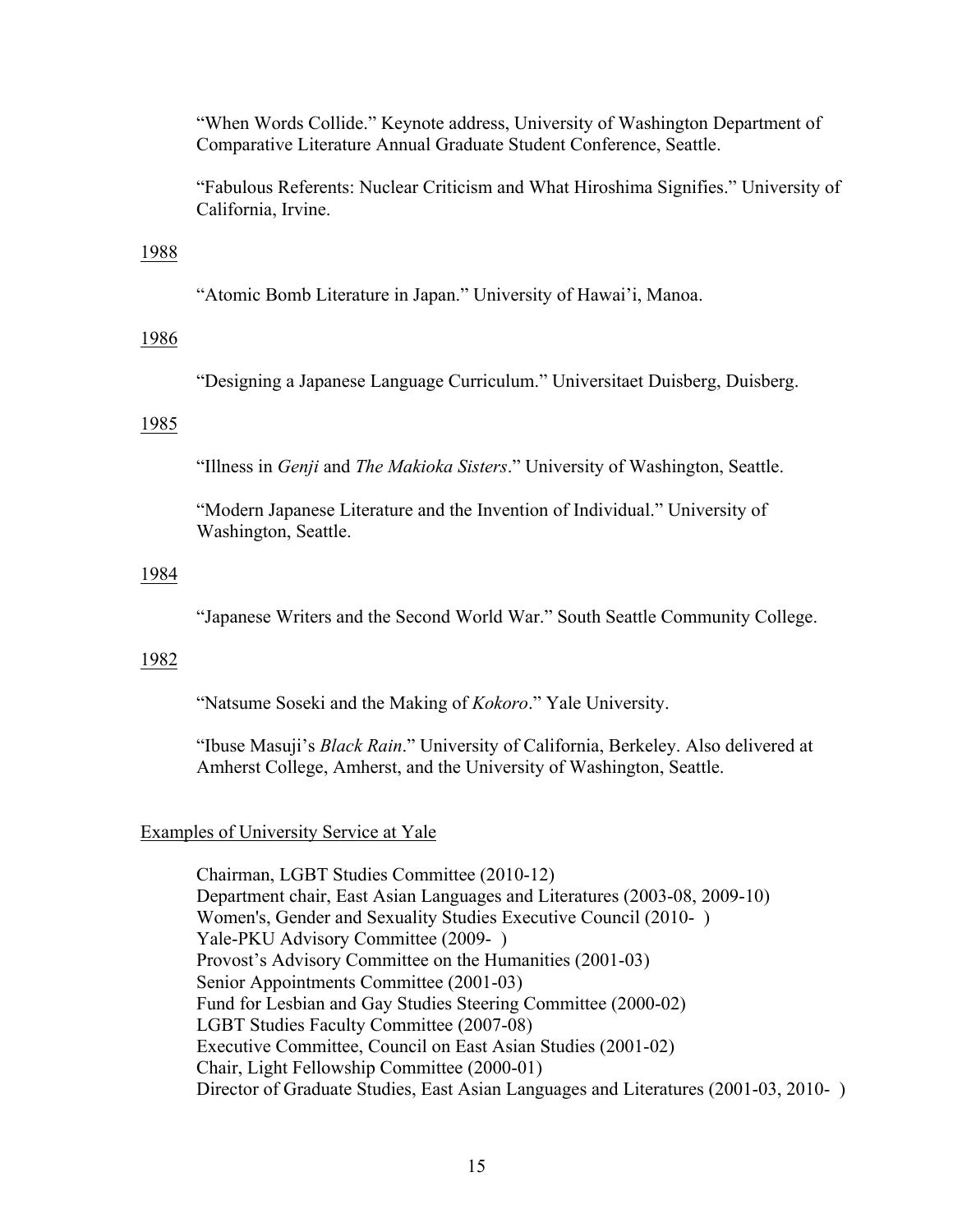"When Words Collide." Keynote address, University of Washington Department of Comparative Literature Annual Graduate Student Conference, Seattle.

"Fabulous Referents: Nuclear Criticism and What Hiroshima Signifies." University of California, Irvine.

1988

"Atomic Bomb Literature in Japan." University of Hawai'i, Manoa.

1986

"Designing a Japanese Language Curriculum." Universitaet Duisberg, Duisberg.

1985

"Illness in *Genji* and *The Makioka Sisters*." University of Washington, Seattle.

"Modern Japanese Literature and the Invention of Individual." University of Washington, Seattle.

1984

"Japanese Writers and the Second World War." South Seattle Community College.

1982

"Natsume Soseki and the Making of *Kokoro*." Yale University.

"Ibuse Masuji's *Black Rain*." University of California, Berkeley. Also delivered at Amherst College, Amherst, and the University of Washington, Seattle.

## Examples of University Service at Yale

Chairman, LGBT Studies Committee (2010-12)
Department chair, East Asian Languages and Literatures (2003-08, 2009-10)
Women's, Gender and Sexuality Studies Executive Council (2010- )
Yale-PKU Advisory Committee (2009- )
Provost's Advisory Committee on the Humanities (2001-03)
Senior Appointments Committee (2001-03)
Fund for Lesbian and Gay Studies Steering Committee (2000-02)
LGBT Studies Faculty Committee (2007-08)
Executive Committee, Council on East Asian Studies (2001-02)
Chair, Light Fellowship Committee (2000-01)
Director of Graduate Studies, East Asian Languages and Literatures (2001-03, 2010- )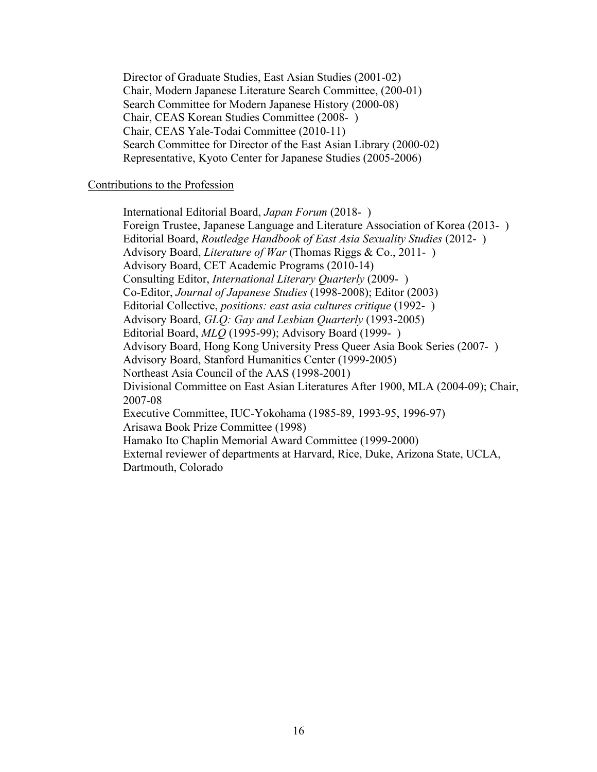Director of Graduate Studies, East Asian Studies (2001-02)
Chair, Modern Japanese Literature Search Committee, (200-01)
Search Committee for Modern Japanese History (2000-08)
Chair, CEAS Korean Studies Committee (2008- )
Chair, CEAS Yale-Todai Committee (2010-11)
Search Committee for Director of the East Asian Library (2000-02)
Representative, Kyoto Center for Japanese Studies (2005-2006)

<u>Contributions to the Profession</u>

International Editorial Board, *Japan Forum* (2018- )
Foreign Trustee, Japanese Language and Literature Association of Korea (2013- )
Editorial Board, *Routledge Handbook of East Asia Sexuality Studies* (2012- )
Advisory Board, *Literature of War* (Thomas Riggs & Co., 2011- )
Advisory Board, CET Academic Programs (2010-14)
Consulting Editor, *International Literary Quarterly* (2009- )
Co-Editor, *Journal of Japanese Studies* (1998-2008); Editor (2003)
Editorial Collective, *positions: east asia cultures critique* (1992- )
Advisory Board, *GLQ: Gay and Lesbian Quarterly* (1993-2005)
Editorial Board, *MLQ* (1995-99); Advisory Board (1999- )
Advisory Board, Hong Kong University Press Queer Asia Book Series (2007- )
Advisory Board, Stanford Humanities Center (1999-2005)
Northeast Asia Council of the AAS (1998-2001)
Divisional Committee on East Asian Literatures After 1900, MLA (2004-09); Chair, 2007-08
Executive Committee, IUC-Yokohama (1985-89, 1993-95, 1996-97)
Arisawa Book Prize Committee (1998)
Hamako Ito Chaplin Memorial Award Committee (1999-2000)
External reviewer of departments at Harvard, Rice, Duke, Arizona State, UCLA, Dartmouth, Colorado